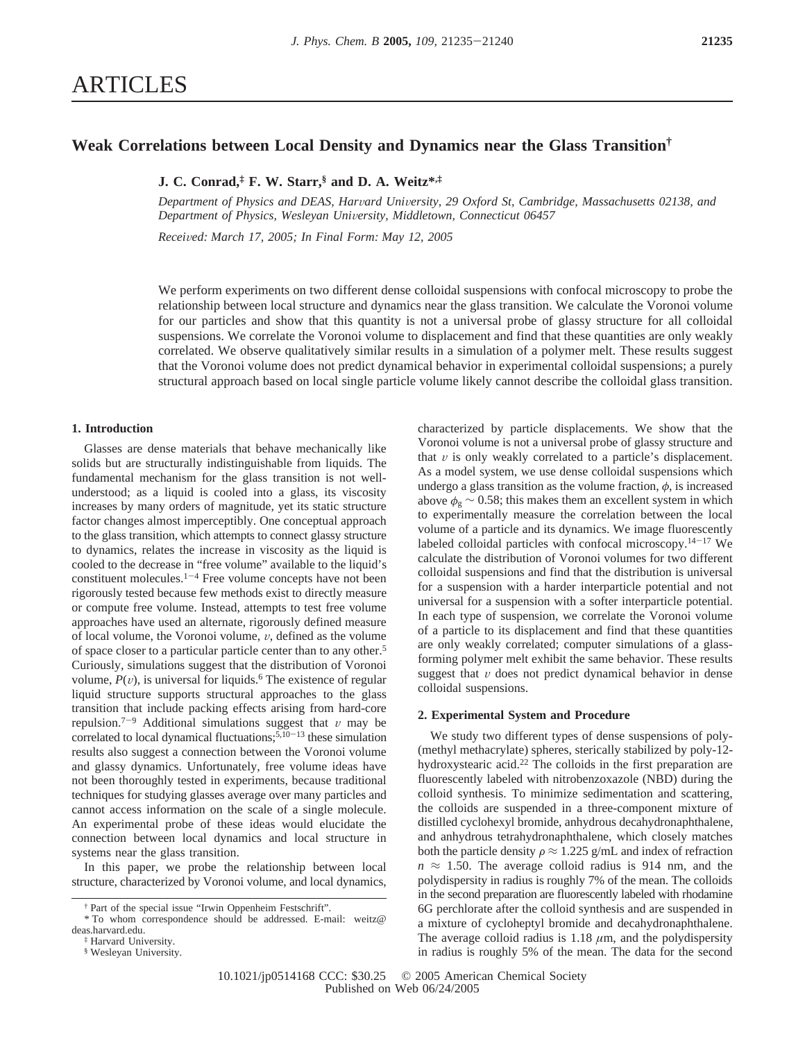# ARTICLES

## Weak Correlations between Local Density and Dynamics near the Glass Transition[†]

**J. C. Conrad,[‡] F. W. Starr,[§] and D. A. Weitz*,[‡]**

*Department of Physics and DEAS, Harvard University, 29 Oxford St, Cambridge, Massachusetts 02138, and Department of Physics, Wesleyan University, Middletown, Connecticut 06457*

*Received: March 17, 2005; In Final Form: May 12, 2005*

We perform experiments on two different dense colloidal suspensions with confocal microscopy to probe the relationship between local structure and dynamics near the glass transition. We calculate the Voronoi volume for our particles and show that this quantity is not a universal probe of glassy structure for all colloidal suspensions. We correlate the Voronoi volume to displacement and find that these quantities are only weakly correlated. We observe qualitatively similar results in a simulation of a polymer melt. These results suggest that the Voronoi volume does not predict dynamical behavior in experimental colloidal suspensions; a purely structural approach based on local single particle volume likely cannot describe the colloidal glass transition.

### 1. Introduction

Glasses are dense materials that behave mechanically like solids but are structurally indistinguishable from liquids. The fundamental mechanism for the glass transition is not well-understood; as a liquid is cooled into a glass, its viscosity increases by many orders of magnitude, yet its static structure factor changes almost imperceptibly. One conceptual approach to the glass transition, which attempts to connect glassy structure to dynamics, relates the increase in viscosity as the liquid is cooled to the decrease in "free volume" available to the liquid's constituent molecules.[1-4] Free volume concepts have not been rigorously tested because few methods exist to directly measure or compute free volume. Instead, attempts to test free volume approaches have used an alternate, rigorously defined measure of local volume, the Voronoi volume, $v$, defined as the volume of space closer to a particular particle center than to any other.[5] Curiously, simulations suggest that the distribution of Voronoi volume, $P(v)$, is universal for liquids.[6] The existence of regular liquid structure supports structural approaches to the glass transition that include packing effects arising from hard-core repulsion.[7-9] Additional simulations suggest that $v$ may be correlated to local dynamical fluctuations;[5,10-13] these simulation results also suggest a connection between the Voronoi volume and glassy dynamics. Unfortunately, free volume ideas have not been thoroughly tested in experiments, because traditional techniques for studying glasses average over many particles and cannot access information on the scale of a single molecule. An experimental probe of these ideas would elucidate the connection between local dynamics and local structure in systems near the glass transition.

In this paper, we probe the relationship between local structure, characterized by Voronoi volume, and local dynamics, characterized by particle displacements. We show that the Voronoi volume is not a universal probe of glassy structure and that $v$ is only weakly correlated to a particle's displacement. As a model system, we use dense colloidal suspensions which undergo a glass transition as the volume fraction, $\phi$, is increased above $\phi_g \sim 0.58$; this makes them an excellent system in which to experimentally measure the correlation between the local volume of a particle and its dynamics. We image fluorescently labeled colloidal particles with confocal microscopy.[14-17] We calculate the distribution of Voronoi volumes for two different colloidal suspensions and find that the distribution is universal for a suspension with a harder interparticle potential and not universal for a suspension with a softer interparticle potential. In each type of suspension, we correlate the Voronoi volume of a particle to its displacement and find that these quantities are only weakly correlated; computer simulations of a glass-forming polymer melt exhibit the same behavior. These results suggest that $v$ does not predict dynamical behavior in dense colloidal suspensions.

### 2. Experimental System and Procedure

We study two different types of dense suspensions of poly(methyl methacrylate) spheres, sterically stabilized by poly-12-hydroxystearic acid.[22] The colloids in the first preparation are fluorescently labeled with nitrobenzoxazole (NBD) during the colloid synthesis. To minimize sedimentation and scattering, the colloids are suspended in a three-component mixture of distilled cyclohexyl bromide, anhydrous decahydronaphthalene, and anhydrous tetrahydronaphthalene, which closely matches both the particle density $\rho \approx 1.225$ g/mL and index of refraction $n \approx 1.50$. The average colloid radius is 914 nm, and the polydispersity in radius is roughly 7% of the mean. The colloids in the second preparation are fluorescently labeled with rhodamine 6G perchlorate after the colloid synthesis and are suspended in a mixture of cycloheptyl bromide and decahydronaphthalene. The average colloid radius is 1.18 $\mu$m, and the polydispersity in radius is roughly 5% of the mean. The data for the second

[†] Part of the special issue "Irwin Oppenheim Festschrift".

\* To whom correspondence should be addressed. E-mail: weitz@deas.harvard.edu.

[‡] Harvard University.

[§] Wesleyan University.

10.1021/jp0514168 CCC: $30.25 © 2005 American Chemical Society
Published on Web 06/24/2005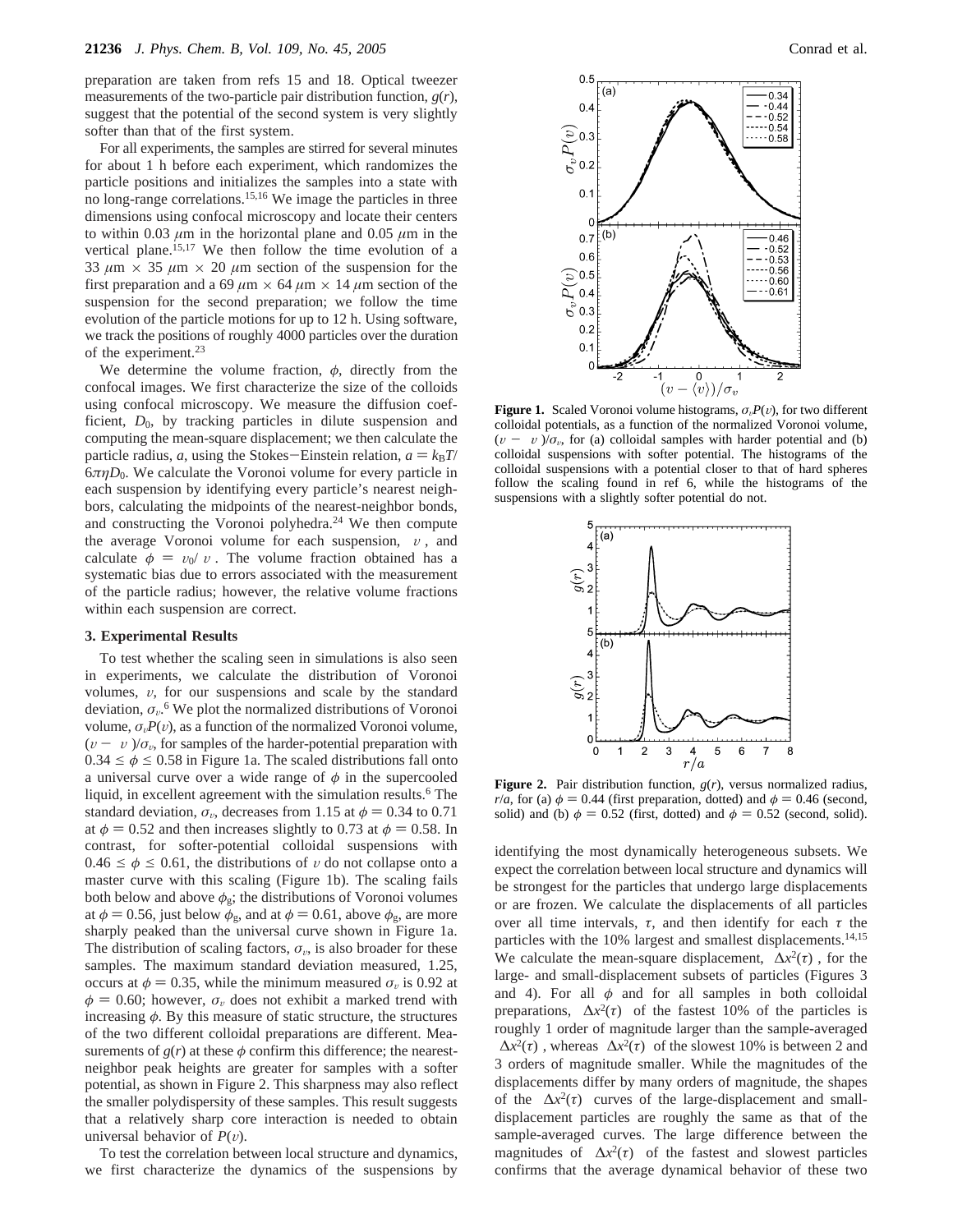preparation are taken from refs 15 and 18. Optical tweezer measurements of the two-particle pair distribution function, $g(r)$, suggest that the potential of the second system is very slightly softer than that of the first system.

For all experiments, the samples are stirred for several minutes for about 1 h before each experiment, which randomizes the particle positions and initializes the samples into a state with no long-range correlations.[15,16] We image the particles in three dimensions using confocal microscopy and locate their centers to within 0.03 $\mu$m in the horizontal plane and 0.05 $\mu$m in the vertical plane.[15,17] We then follow the time evolution of a 33 $\mu$m × 35 $\mu$m × 20 $\mu$m section of the suspension for the first preparation and a 69 $\mu$m × 64 $\mu$m × 14 $\mu$m section of the suspension for the second preparation; we follow the time evolution of the particle motions for up to 12 h. Using software, we track the positions of roughly 4000 particles over the duration of the experiment.[23]

We determine the volume fraction, $\phi$, directly from the confocal images. We first characterize the size of the colloids using confocal microscopy. We measure the diffusion coefficient, $D_0$, by tracking particles in dilute suspension and computing the mean-square displacement; we then calculate the particle radius, $a$, using the Stokes–Einstein relation, $a = k_BT/6\pi\eta D_0$. We calculate the Voronoi volume for every particle in each suspension by identifying every particle's nearest neighbors, calculating the midpoints of the nearest-neighbor bonds, and constructing the Voronoi polyhedra.[24] We then compute the average Voronoi volume for each suspension, $\langle v \rangle$, and calculate $\phi = v_0/\langle v \rangle$. The volume fraction obtained has a systematic bias due to errors associated with the measurement of the particle radius; however, the relative volume fractions within each suspension are correct.

### 3. Experimental Results

To test whether the scaling seen in simulations is also seen in experiments, we calculate the distribution of Voronoi volumes, $v$, for our suspensions and scale by the standard deviation, $\sigma_v$.[6] We plot the normalized distributions of Voronoi volume, $\sigma_v P(v)$, as a function of the normalized Voronoi volume, $(v - \langle v \rangle)/\sigma_v$, for samples of the harder-potential preparation with $0.34 \leq \phi \leq 0.58$ in Figure 1a. The scaled distributions fall onto a universal curve over a wide range of $\phi$ in the supercooled liquid, in excellent agreement with the simulation results.[6] The standard deviation, $\sigma_v$, decreases from 1.15 at $\phi = 0.34$ to 0.71 at $\phi = 0.52$ and then increases slightly to 0.73 at $\phi = 0.58$. In contrast, for softer-potential colloidal suspensions with $0.46 \leq \phi \leq 0.61$, the distributions of $v$ do not collapse onto a master curve with this scaling (Figure 1b). The scaling fails both below and above $\phi_g$; the distributions of Voronoi volumes at $\phi = 0.56$, just below $\phi_g$, and at $\phi = 0.61$, above $\phi_g$, are more sharply peaked than the universal curve shown in Figure 1a. The distribution of scaling factors, $\sigma_v$, is also broader for these samples. The maximum standard deviation measured, 1.25, occurs at $\phi = 0.35$, while the minimum measured $\sigma_v$ is 0.92 at $\phi = 0.60$; however, $\sigma_v$ does not exhibit a marked trend with increasing $\phi$. By this measure of static structure, the structures of the two different colloidal preparations are different. Measurements of $g(r)$ at these $\phi$ confirm this difference; the nearest-neighbor peak heights are greater for samples with a softer potential, as shown in Figure 2. This sharpness may also reflect the smaller polydispersity of these samples. This result suggests that a relatively sharp core interaction is needed to obtain universal behavior of $P(v)$.

To test the correlation between local structure and dynamics, we first characterize the dynamics of the suspensions by identifying the most dynamically heterogeneous subsets. We expect the correlation between local structure and dynamics will be strongest for the particles that undergo large displacements or are frozen. We calculate the displacements of all particles over all time intervals, $\tau$, and then identify for each $\tau$ the particles with the 10% largest and smallest displacements.[14,15] We calculate the mean-square displacement, $\langle \Delta x^2(\tau) \rangle$, for the large- and small-displacement subsets of particles (Figures 3 and 4). For all $\phi$ and for all samples in both colloidal preparations, $\langle \Delta x^2(\tau) \rangle$ of the fastest 10% of the particles is roughly 1 order of magnitude larger than the sample-averaged $\langle \Delta x^2(\tau) \rangle$, whereas $\langle \Delta x^2(\tau) \rangle$ of the slowest 10% is between 2 and 3 orders of magnitude smaller. While the magnitudes of the displacements differ by many orders of magnitude, the shapes of the $\langle \Delta x^2(\tau) \rangle$ curves of the large-displacement and small-displacement particles are roughly the same as that of the sample-averaged curves. The large difference between the magnitudes of $\langle \Delta x^2(\tau) \rangle$ of the fastest and slowest particles confirms that the average dynamical behavior of these two

**Figure 1.** Scaled Voronoi volume histograms, $\sigma_v P(v)$, for two different colloidal potentials, as a function of the normalized Voronoi volume, $(v - \langle v \rangle)/\sigma_v$, for (a) colloidal samples with harder potential and (b) colloidal suspensions with softer potential. The histograms of the colloidal suspensions with a potential closer to that of hard spheres follow the scaling found in ref 6, while the histograms of the suspensions with a slightly softer potential do not.

**Figure 2.** Pair distribution function, $g(r)$, versus normalized radius, $r/a$, for (a) $\phi = 0.44$ (first preparation, dotted) and $\phi = 0.46$ (second, solid) and (b) $\phi = 0.52$ (first, dotted) and $\phi = 0.52$ (second, solid).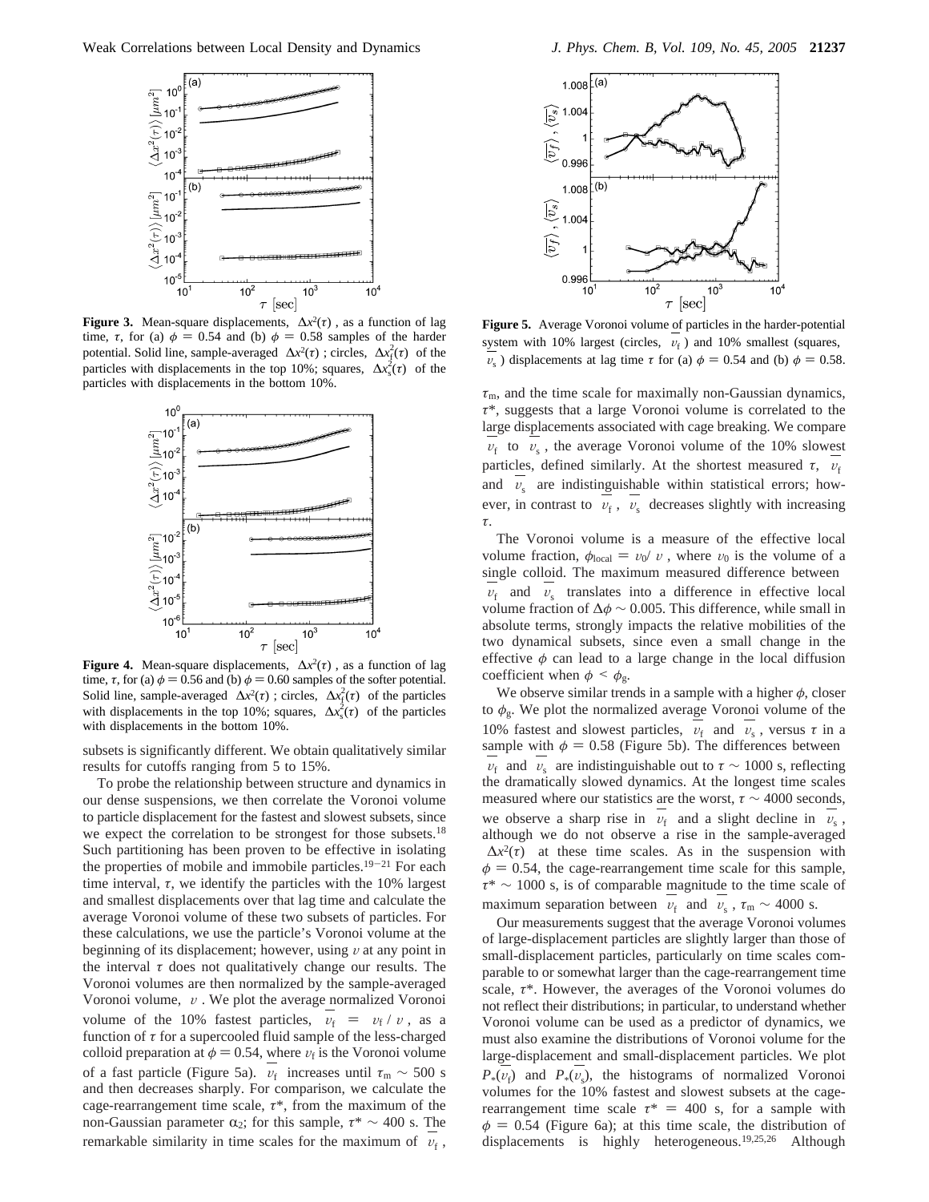**Figure 3.** Mean-square displacements, $\langle \Delta x^2(\tau) \rangle$, as a function of lag time, $\tau$, for (a) $\phi = 0.54$ and (b) $\phi = 0.58$ samples of the harder potential. Solid line, sample-averaged $\langle \Delta x^2(\tau) \rangle$; circles, $\langle \Delta x_f^2(\tau) \rangle$ of the particles with displacements in the top 10%; squares, $\langle \Delta x_s^2(\tau) \rangle$ of the particles with displacements in the bottom 10%.

**Figure 4.** Mean-square displacements, $\langle \Delta x^2(\tau) \rangle$, as a function of lag time, $\tau$, for (a) $\phi = 0.56$ and (b) $\phi = 0.60$ sample of the softer potential. Solid line, sample-averaged $\langle \Delta x^2(\tau) \rangle$; circles, $\langle \Delta x_f^2(\tau) \rangle$ of the particles with displacements in the top 10%; squares, $\langle \Delta x_s^2(\tau) \rangle$ of the particles with displacements in the bottom 10%.

subsets is significantly different. We obtain qualitatively similar results for cutoffs ranging from 5 to 15%.

To probe the relationship between structure and dynamics in our dense suspensions, we then correlate the Voronoi volume to particle displacement for the fastest and slowest subsets, since we expect the correlation to be strongest for those subsets.[18] Such partitioning has been proven to be effective in isolating the properties of mobile and immobile particles.[19-21] For each time interval, $\tau$, we identify the particles with the 10% largest and smallest displacements over that lag time and calculate the average Voronoi volume of these two subsets of particles. For these calculations, we use the particle's Voronoi volume at the beginning of its displacement; however, using $v$ at any point in the interval $\tau$ does not qualitatively change our results. The Voronoi volumes are then normalized by the sample-averaged Voronoi volume, $\langle v \rangle$. We plot the average normalized Voronoi volume of the 10% fastest particles, $\langle \overline{v_f} \rangle = \langle v_f / \langle v \rangle \rangle$, as a function of $\tau$ for a supercooled fluid sample of the less-charged colloid preparation at $\phi = 0.54$, where $v_f$ is the Voronoi volume of a fast particle (Figure 5a). $\langle \overline{v_f} \rangle$ increases until $\tau_m \sim 500$ s and then decreases sharply. For comparison, we calculate the cage-rearrangement time scale, $\tau^*$, from the maximum of the non-Gaussian parameter $\alpha_2$; for this sample, $\tau^* \sim 400$ s. The remarkable similarity in time scales for the maximum of $\langle \overline{v_f} \rangle$, $\tau_m$, and the time scale for maximally non-Gaussian dynamics, $\tau^*$, suggests that a large Voronoi volume is correlated to the large displacements associated with cage breaking. We compare $\langle \overline{v_f} \rangle$ to $\langle \overline{v_s} \rangle$, the average Voronoi volume of the 10% slowest particles, defined similarly. At the shortest measured $\tau$, $\langle \overline{v_f} \rangle$ and $\langle \overline{v_s} \rangle$ are indistinguishable within statistical errors; however, in contrast to $\langle \overline{v_f} \rangle$, $\langle \overline{v_s} \rangle$ decreases slightly with increasing $\tau$.

**Figure 5.** Average Voronoi volume of particles in the harder-potential system with 10% largest (circles, $\langle \overline{v_f} \rangle$) and 10% smallest (squares, $\langle \overline{v_s} \rangle$) displacements at lag time $\tau$ for (a) $\phi = 0.54$ and (b) $\phi = 0.58$.

The Voronoi volume is a measure of the effective local volume fraction, $\phi_{\mathrm{local}} = v_0 / \langle v \rangle$, where $v_0$ is the volume of a single colloid. The maximum measured difference between $\langle \overline{v_f} \rangle$ and $\langle \overline{v_s} \rangle$ translates into a difference in effective local volume fraction of $\Delta\phi \sim 0.005$. This difference, while small in absolute terms, strongly impacts the relative mobilities of the two dynamical subsets, since even a small change in the effective $\phi$ can lead to a large change in the local diffusion coefficient when $\phi < \phi_g$.

We observe similar trends in a sample with a higher $\phi$, closer to $\phi_g$. We plot the normalized average Voronoi volume of the 10% fastest and slowest particles, $\langle \overline{v_f} \rangle$ and $\langle \overline{v_s} \rangle$, versus $\tau$ in a sample with $\phi = 0.58$ (Figure 5b). The differences between $\langle \overline{v_f} \rangle$ and $\langle \overline{v_s} \rangle$ are indistinguishable out to $\tau \sim 1000$ s, reflecting the dramatically slowed dynamics. At the longest time scales measured where our statistics are the worst, $\tau \sim 4000$ seconds, we observe a sharp rise in $\langle \overline{v_f} \rangle$ and a slight decline in $\langle \overline{v_s} \rangle$, although we do not observe a rise in the sample-averaged $\langle \Delta x^2(\tau) \rangle$ at these time scales. As in the suspension with $\phi = 0.54$, the cage-rearrangement time scale for this sample, $\tau^* \sim 1000$ s, is of comparable magnitude to the time scale of maximum separation between $\langle \overline{v_f} \rangle$ and $\langle \overline{v_s} \rangle$, $\tau_m \sim 4000$ s.

Our measurements suggest that the average Voronoi volumes of large-displacement particles are slightly larger than those of small-displacement particles, particularly on time scales comparable to or somewhat larger than the cage-rearrangement time scale, $\tau^*$. However, the averages of the Voronoi volumes do not reflect their distributions; in particular, to understand whether Voronoi volume can be used as a predictor of dynamics, we must also examine the distributions of Voronoi volume for the large-displacement and small-displacement particles. We plot $P_*(\overline{v_f})$ and $P_*(\overline{v_s})$, the histograms of normalized Voronoi volumes for the 10% fastest and slowest subsets at the cage-rearrangement time scale $\tau^* = 400$ s, for a sample with $\phi = 0.54$ (Figure 6a); at this time scale, the distribution of displacements is highly heterogeneous.[19,25,26] Although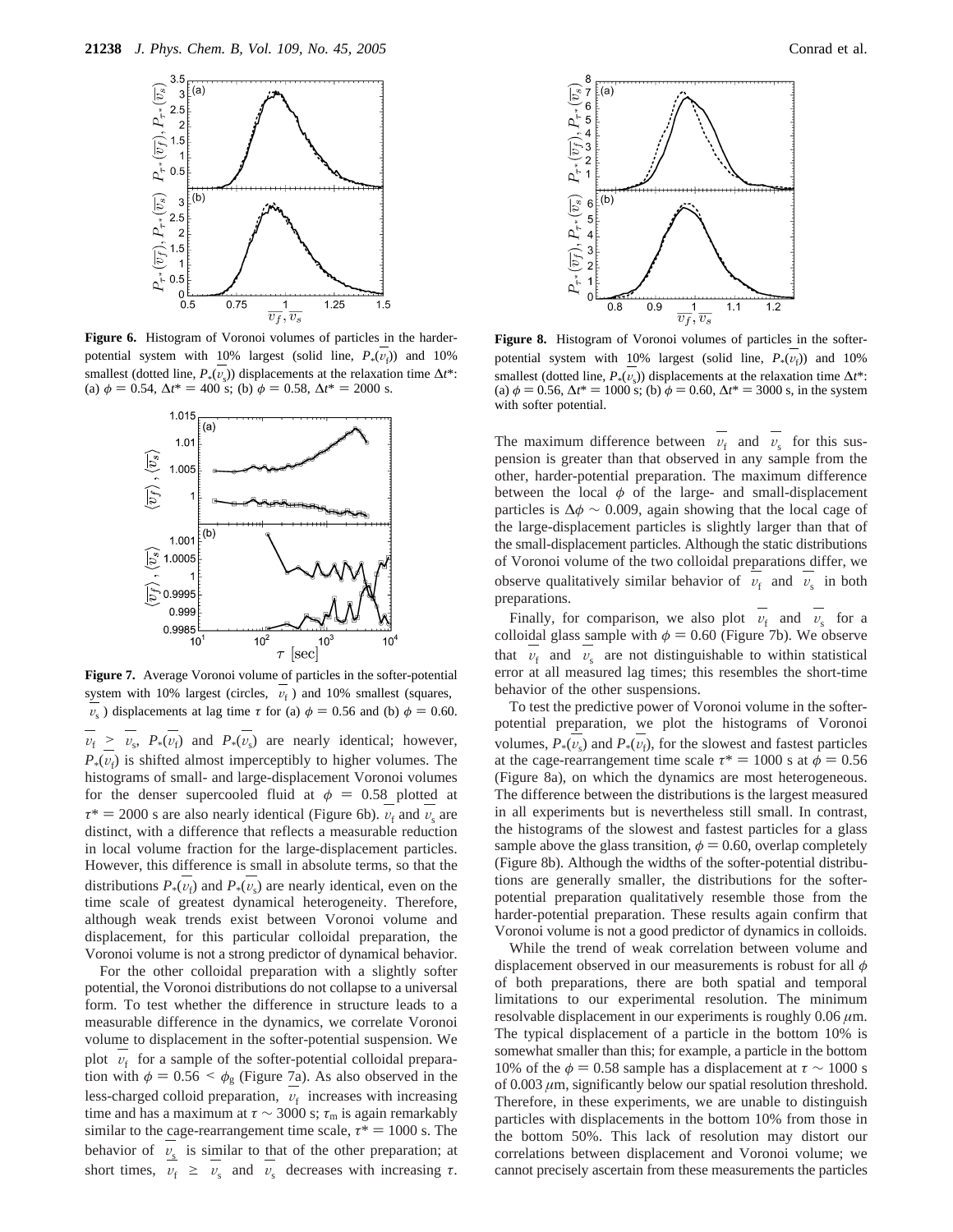**Figure 6.** Histogram of Voronoi volumes of particles in the harder-potential system with 10% largest (solid line, $P_*(\overline{v_f})$) and 10% smallest (dotted line, $P_*(\overline{v_s})$) displacements at the relaxation time $\Delta t^*$: (a) $\phi = 0.54$, $\Delta t^* = 400$ s; (b) $\phi = 0.58$, $\Delta t^* = 2000$ s.

**Figure 7.** Average Voronoi volume of particles in the softer-potential system with 10% largest (circles, $\overline{v_f}$) and 10% smallest (squares, $\overline{v_s}$) displacements at lag time $\tau$ for (a) $\phi = 0.56$ and (b) $\phi = 0.60$.

$\overline{v_f} \geq \overline{v_s}$, $P_*(\overline{v_f})$ and $P_*(\overline{v_s})$ are nearly identical; however, $P_*(\overline{v_f})$ is shifted almost imperceptibly to higher volumes. The histograms of small- and large-displacement Voronoi volumes for the denser supercooled fluid at $\phi = 0.58$ plotted at $\tau^* = 2000$ s are also nearly identical (Figure 6b). $\overline{v_f}$ and $\overline{v_s}$ are distinct, with a difference that reflects a measurable reduction in local volume fraction for the large-displacement particles. However, this difference is small in absolute terms, so that the distributions $P_*(\overline{v_f})$ and $P_*(\overline{v_s})$ are nearly identical, even on the time scale of greatest dynamical heterogeneity. Therefore, although weak trends exist between Voronoi volume and displacement, for this particular colloidal preparation, the Voronoi volume is not a strong predictor of dynamical behavior.

For the other colloidal preparation with a slightly softer potential, the Voronoi distributions do not collapse to a universal form. To test whether the difference in structure leads to a measurable difference in the dynamics, we correlate Voronoi volume to displacement in the softer-potential suspension. We plot $\overline{v_f}$ for a sample of the softer-potential colloidal preparation with $\phi = 0.56 < \phi_g$ (Figure 7a). As also observed in the less-charged colloid preparation, $\overline{v_f}$ increases with increasing time and has a maximum at $\tau \sim 3000$ s; $\tau_m$ is again remarkably similar to the cage-rearrangement time scale, $\tau^* = 1000$ s. The behavior of $\overline{v_s}$ is similar to that of the other preparation; at short times, $\overline{v_f} \geq \overline{v_s}$ and $\overline{v_s}$ decreases with increasing $\tau$. The maximum difference between $\overline{v_f}$ and $\overline{v_s}$ for this suspension is greater than that observed in any sample from the other, harder-potential preparation. The maximum difference between the local $\phi$ of the large- and small-displacement particles is $\Delta\phi \sim 0.009$, again showing that the local cage of the large-displacement particles is slightly larger than that of the small-displacement particles. Although the static distributions of Voronoi volume of the two colloidal preparations differ, we observe qualitatively similar behavior of $\overline{v_f}$ and $\overline{v_s}$ in both preparations.

**Figure 8.** Histogram of Voronoi volumes of particles in the softer-potential system with 10% largest (solid line, $P_*(\overline{v_f})$) and 10% smallest (dotted line, $P_*(\overline{v_s})$) displacements at the relaxation time $\Delta t^*$: (a) $\phi = 0.56$, $\Delta t^* = 1000$ s; (b) $\phi = 0.60$, $\Delta t^* = 3000$ s, in the system with softer potential.

Finally, for comparison, we also plot $\overline{v_f}$ and $\overline{v_s}$ for a colloidal glass sample with $\phi = 0.60$ (Figure 7b). We observe that $\overline{v_f}$ and $\overline{v_s}$ are not distinguishable to within statistical error at all measured lag times; this resembles the short-time behavior of the other suspensions.

To test the predictive power of Voronoi volume in the softer-potential preparation, we plot the histograms of Voronoi volumes, $P_*(\overline{v_s})$ and $P_*(\overline{v_f})$, for the slowest and fastest particles at the cage-rearrangement time scale $\tau^* = 1000$ s at $\phi = 0.56$ (Figure 8a), on which the dynamics are most heterogeneous. The difference between the distributions is the largest measured in all experiments but is nevertheless still small. In contrast, the histograms of the slowest and fastest particles for a glass sample above the glass transition, $\phi = 0.60$, overlap completely (Figure 8b). Although the widths of the softer-potential distributions are generally smaller, the distributions for the softer-potential preparation qualitatively resemble those from the harder-potential preparation. These results again confirm that Voronoi volume is not a good predictor of dynamics in colloids.

While the trend of weak correlation between volume and displacement observed in our measurements is robust for all $\phi$ of both preparations, there are both spatial and temporal limitations to our experimental resolution. The minimum resolvable displacement in our experiments is roughly 0.06 $\mu$m. The typical displacement of a particle in the bottom 10% is somewhat smaller than this; for example, a particle in the bottom 10% of the $\phi = 0.58$ sample has a displacement at $\tau \sim 1000$ s of 0.003 $\mu$m, significantly below our spatial resolution threshold. Therefore, in these experiments, we are unable to distinguish particles with displacements in the bottom 10% from those in the bottom 50%. This lack of resolution may distort our correlations between displacement and Voronoi volume; we cannot precisely ascertain from these measurements the particles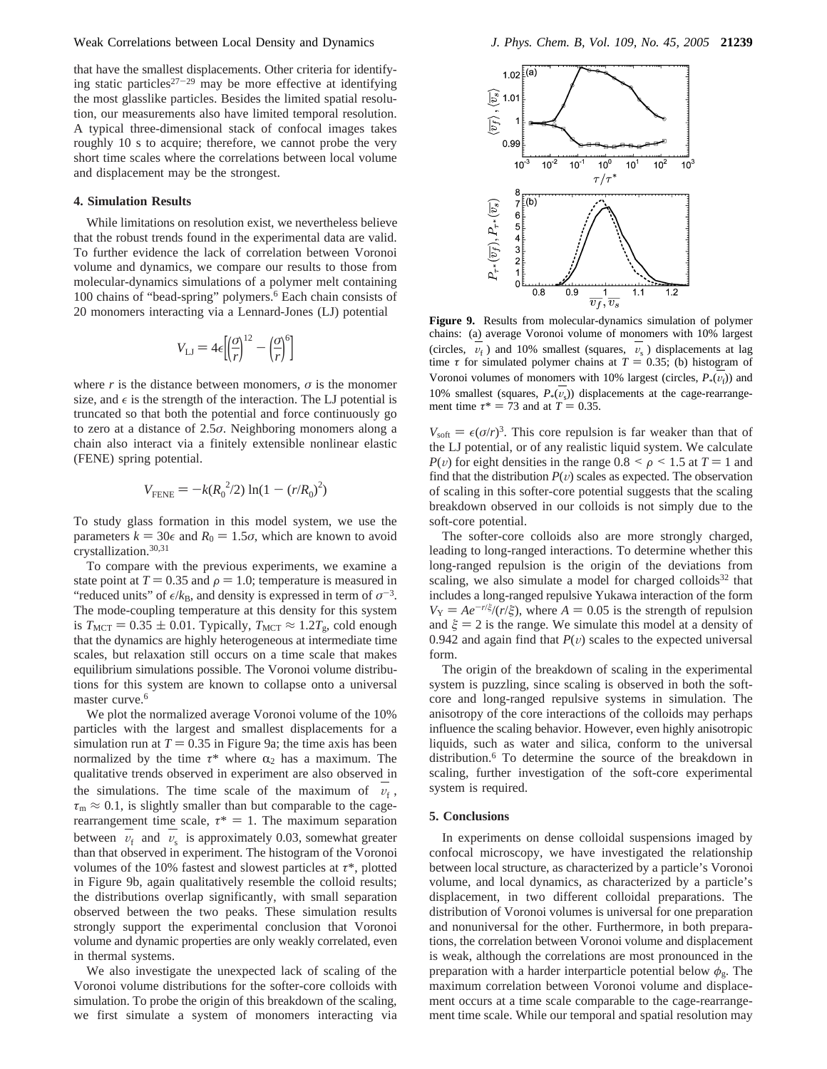that have the smallest displacements. Other criteria for identifying static particles[27-29] may be more effective at identifying the most glasslike particles. Besides the limited spatial resolution, our measurements also have limited temporal resolution. A typical three-dimensional stack of confocal images takes roughly 10 s to acquire; therefore, we cannot probe the very short time scales where the correlations between local volume and displacement may be the strongest.

## 4. Simulation Results

While limitations on resolution exist, we nevertheless believe that the robust trends found in the experimental data are valid. To further evidence the lack of correlation between Voronoi volume and dynamics, we compare our results to those from molecular-dynamics simulations of a polymer melt containing 100 chains of "bead-spring" polymers.[6] Each chain consists of 20 monomers interacting via a Lennard-Jones (LJ) potential

$$V_{LJ} = 4\epsilon\left[\left(\frac{\sigma}{r}\right)^{12} - \left(\frac{\sigma}{r}\right)^{6}\right]$$

where $r$ is the distance between monomers, $\sigma$ is the monomer size, and $\epsilon$ is the strength of the interaction. The LJ potential is truncated so that both the potential and force continuously go to zero at a distance of $2.5\sigma$. Neighboring monomers along a chain also interact via a finitely extensible nonlinear elastic (FENE) spring potential.

$$V_{FENE} = -k(R_0^{\,2}/2)\ln(1 - (r/R_0)^2)$$

To study glass formation in this model system, we use the parameters $k = 30\epsilon$ and $R_0 = 1.5\sigma$, which are known to avoid crystallization.[30,31]

To compare with the previous experiments, we examine a state point at $T = 0.35$ and $\rho = 1.0$; temperature is measured in "reduced units" of $\epsilon/k_B$, and density is expressed in term of $\sigma^{-3}$. The mode-coupling temperature at this density for this system is $T_{MCT} = 0.35 \pm 0.01$. Typically, $T_{MCT} \approx 1.2T_g$, cold enough that the dynamics are highly heterogeneous at intermediate time scales, but relaxation still occurs on a time scale that makes equilibrium simulations possible. The Voronoi volume distributions for this system are known to collapse onto a universal master curve.[6]

We plot the normalized average Voronoi volume of the 10% particles with the largest and smallest displacements for a simulation run at $T = 0.35$ in Figure 9a; the time axis has been normalized by the time $\tau^*$ where $\alpha_2$ has a maximum. The qualitative trends observed in experiment are also observed in the simulations. The time scale of the maximum of $\overline{v_f}$, $\tau_m \approx 0.1$, is slightly smaller than but comparable to the cage-rearrangement time scale, $\tau^* = 1$. The maximum separation between $\overline{v_f}$ and $\overline{v_s}$ is approximately 0.03, somewhat greater than that observed in experiment. The histogram of the Voronoi volumes of the 10% fastest and slowest particles at $\tau^*$, plotted in Figure 9b, again qualitatively resemble the colloid results; the distributions overlap significantly, with small separation observed between the two peaks. These simulation results strongly support the experimental conclusion that Voronoi volume and dynamic properties are only weakly correlated, even in thermal systems.

We also investigate the unexpected lack of scaling of the Voronoi volume distributions for the softer-core colloids with simulation. To probe the origin of this breakdown of the scaling, we first simulate a system of monomers interacting via $V_{soft} = \epsilon(\sigma/r)^3$. This core repulsion is far weaker than that of the LJ potential, or of any realistic liquid system. We calculate $P(v)$ for eight densities in the range $0.8 < \rho < 1.5$ at $T = 1$ and find that the distribution $P(v)$ scales as expected. The observation of scaling in this softer-core potential suggests that the scaling breakdown observed in our colloids is not simply due to the soft-core potential.

**Figure 9.** Results from molecular-dynamics simulation of polymer chains: (a) average Voronoi volume of monomers with 10% largest (circles, $\overline{v_f}$) and 10% smallest (squares, $\overline{v_s}$) displacements at lag time $\tau$ for simulated polymer chains at $T = 0.35$; (b) histogram of Voronoi volumes of monomers with 10% largest (circles, $P_*(\overline{v_f})$) and 10% smallest (squares, $P_*(\overline{v_s})$) displacements at the cage-rearrangement time $\tau^* = 73$ and at $T = 0.35$.

The softer-core colloids also are more strongly charged, leading to long-ranged interactions. To determine whether this long-ranged repulsion is the origin of the deviations from scaling, we also simulate a model for charged colloids[32] that includes a long-ranged repulsive Yukawa interaction of the form $V_Y = Ae^{-r/\xi}/(r/\xi)$, where $A = 0.05$ is the strength of repulsion and $\xi = 2$ is the range. We simulate this model at a density of 0.942 and again find that $P(v)$ scales to the expected universal form.

The origin of the breakdown of scaling in the experimental system is puzzling, since scaling is observed in both the soft-core and long-ranged repulsive systems in simulation. The anisotropy of the core interactions of the colloids may perhaps influence the scaling behavior. However, even highly anisotropic liquids, such as water and silica, conform to the universal distribution.[6] To determine the source of the breakdown in scaling, further investigation of the soft-core experimental system is required.

## 5. Conclusions

In experiments on dense colloidal suspensions imaged by confocal microscopy, we have investigated the relationship between local structure, as characterized by a particle's Voronoi volume, and local dynamics, as characterized by a particle's displacement, in two different colloidal preparations. The distribution of Voronoi volumes is universal for one preparation and nonuniversal for the other. Furthermore, in both preparations, the correlation between Voronoi volume and displacement is weak, although the correlations are most pronounced in the preparation with a harder interparticle potential below $\phi_g$. The maximum correlation between Voronoi volume and displacement occurs at a time scale comparable to the cage-rearrangement time scale. While our temporal and spatial resolution may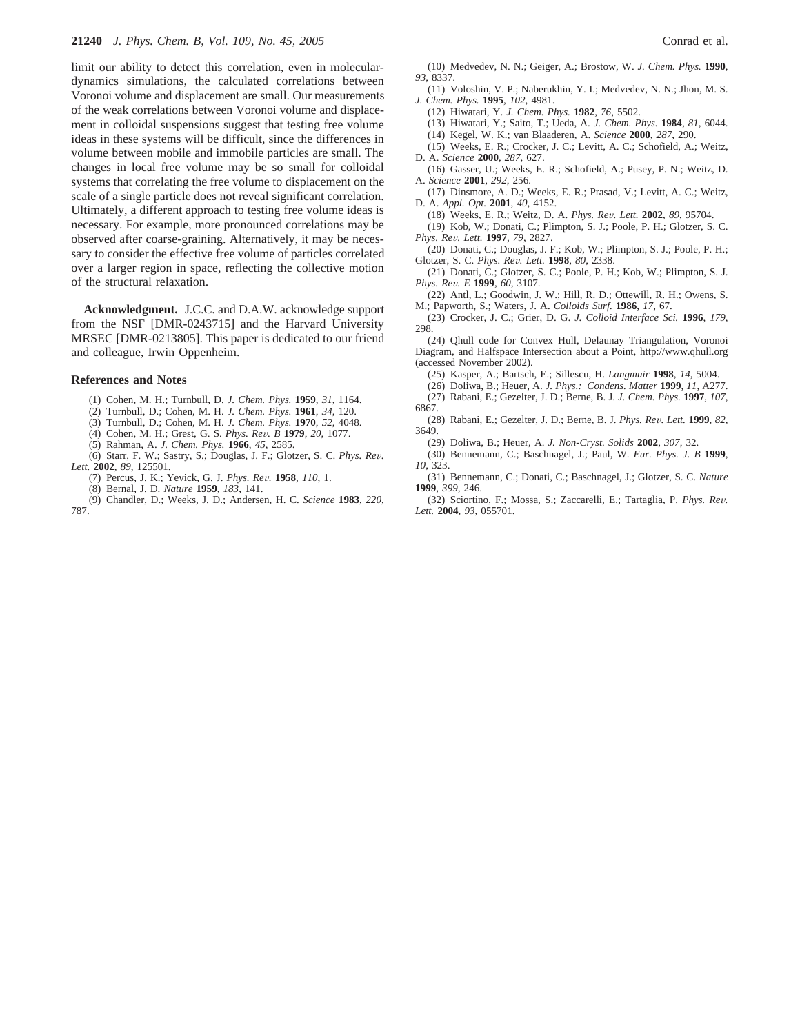limit our ability to detect this correlation, even in molecular-dynamics simulations, the calculated correlations between Voronoi volume and displacement are small. Our measurements of the weak correlations between Voronoi volume and displacement in colloidal suspensions suggest that testing free volume ideas in these systems will be difficult, since the differences in volume between mobile and immobile particles are small. The changes in local free volume may be so small for colloidal systems that correlating the free volume to displacement on the scale of a single particle does not reveal significant correlation. Ultimately, a different approach to testing free volume ideas is necessary. For example, more pronounced correlations may be observed after coarse-graining. Alternatively, it may be necessary to consider the effective free volume of particles correlated over a larger region in space, reflecting the collective motion of the structural relaxation.

**Acknowledgment.** J.C.C. and D.A.W. acknowledge support from the NSF [DMR-0243715] and the Harvard University MRSEC [DMR-0213805]. This paper is dedicated to our friend and colleague, Irwin Oppenheim.

### References and Notes

(1) Cohen, M. H.; Turnbull, D. *J. Chem. Phys.* **1959**, *31*, 1164.
(2) Turnbull, D.; Cohen, M. H. *J. Chem. Phys.* **1961**, *34*, 120.
(3) Turnbull, D.; Cohen, M. H. *J. Chem. Phys.* **1970**, *52*, 4048.
(4) Cohen, M. H.; Grest, G. S. *Phys. Rev. B* **1979**, *20*, 1077.
(5) Rahman, A. *J. Chem. Phys.* **1966**, *45*, 2585.
(6) Starr, F. W.; Sastry, S.; Douglas, J. F.; Glotzer, S. C. *Phys. Rev. Lett.* **2002**, *89*, 125501.
(7) Percus, J. K.; Yevick, G. J. *Phys. Rev.* **1958**, *110*, 1.
(8) Bernal, J. D. *Nature* **1959**, *183*, 141.
(9) Chandler, D.; Weeks, J. D.; Andersen, H. C. *Science* **1983**, *220*, 787.
(10) Medvedev, N. N.; Geiger, A.; Brostow, W. *J. Chem. Phys.* **1990**, *93*, 8337.
(11) Voloshin, V. P.; Naberukhin, Y. I.; Medvedev, N. N.; Jhon, M. S. *J. Chem. Phys.* **1995**, *102*, 4981.
(12) Hiwatari, Y. *J. Chem. Phys.* **1982**, *76*, 5502.
(13) Hiwatari, Y.; Saito, T.; Ueda, A. *J. Chem. Phys.* **1984**, *81*, 6044.
(14) Kegel, W. K.; van Blaaderen, A. *Science* **2000**, *287*, 290.
(15) Weeks, E. R.; Crocker, J. C.; Levitt, A. C.; Schofield, A.; Weitz, D. A. *Science* **2000**, *287*, 627.
(16) Gasser, U.; Weeks, E. R.; Schofield, A.; Pusey, P. N.; Weitz, D. A. *Science* **2001**, *292*, 256.
(17) Dinsmore, A. D.; Weeks, E. R.; Prasad, V.; Levitt, A. C.; Weitz, D. A. *Appl. Opt.* **2001**, *40*, 4152.
(18) Weeks, E. R.; Weitz, D. A. *Phys. Rev. Lett.* **2002**, *89*, 95704.
(19) Kob, W.; Donati, C.; Plimpton, S. J.; Poole, P. H.; Glotzer, S. C. *Phys. Rev. Lett.* **1997**, *79*, 2827.
(20) Donati, C.; Douglas, J. F.; Kob, W.; Plimpton, S. J.; Poole, P. H.; Glotzer, S. C. *Phys. Rev. Lett.* **1998**, *80*, 2338.
(21) Donati, C.; Glotzer, S. C.; Poole, P. H.; Kob, W.; Plimpton, S. J. *Phys. Rev. E* **1999**, *60*, 3107.
(22) Antl, L.; Goodwin, J. W.; Hill, R. D.; Ottewill, R. H.; Owens, S. M.; Papworth, S.; Waters, J. A. *Colloids Surf.* **1986**, *17*, 67.
(23) Crocker, J. C.; Grier, D. G. *J. Colloid Interface Sci.* **1996**, *179*, 298.
(24) Qhull code for Convex Hull, Delaunay Triangulation, Voronoi Diagram, and Halfspace Intersection about a Point, http://www.qhull.org (accessed November 2002).
(25) Kasper, A.; Bartsch, E.; Sillescu, H. *Langmuir* **1998**, *14*, 5004.
(26) Doliwa, B.; Heuer, A. *J. Phys.: Condens. Matter* **1999**, *11*, A277.
(27) Rabani, E.; Gezelter, J. D.; Berne, B. J. *J. Chem. Phys.* **1997**, *107*, 6867.
(28) Rabani, E.; Gezelter, J. D.; Berne, B. J. *Phys. Rev. Lett.* **1999**, *82*, 3649.
(29) Doliwa, B.; Heuer, A. *J. Non-Cryst. Solids* **2002**, *307*, 32.
(30) Bennemann, C.; Baschnagel, J.; Paul, W. *Eur. Phys. J. B* **1999**, *10*, 323.
(31) Bennemann, C.; Donati, C.; Baschnagel, J.; Glotzer, S. C. *Nature* **1999**, *399*, 246.
(32) Sciortino, F.; Mossa, S.; Zaccarelli, E.; Tartaglia, P. *Phys. Rev. Lett.* **2004**, *93*, 055701.